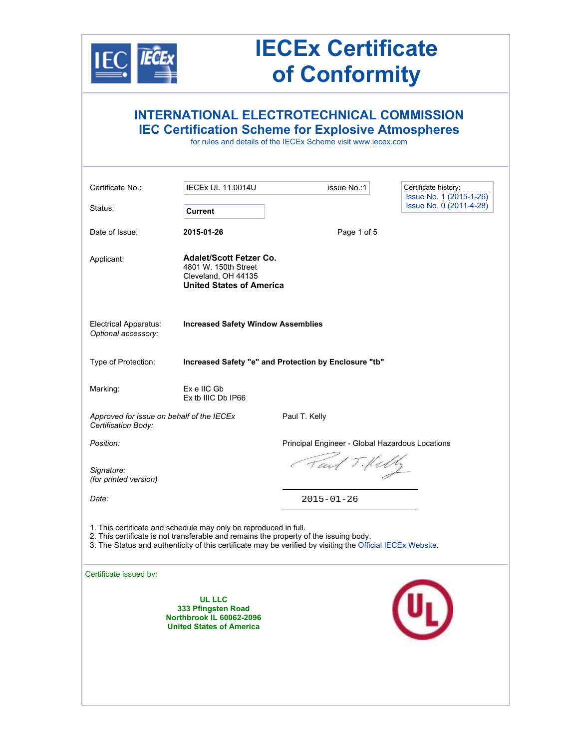# IECEx Certificate of Conformity

## INTERNATIONAL ELECTROTECHNICAL COMMISSION
## IEC Certification Scheme for Explosive Atmospheres

for rules and details of the IECEx Scheme visit www.iecex.com

| | | |
|---|---|---|
| Certificate No.: | IECEx UL 11.0014U | issue No.:1 |
| Status: | **Current** | |
| Date of Issue: | **2015-01-26** | |

Certificate history:
- Issue No. 1 (2015-1-26)
- Issue No. 0 (2011-4-28)

Applicant:
**Adalet/Scott Fetzer Co.**
4801 W. 150th Street
Cleveland, OH 44135
**United States of America**

Electrical Apparatus: **Increased Safety Window Assemblies**
*Optional accessory:*

Type of Protection: **Increased Safety "e" and Protection by Enclosure "tb"**

Marking:
Ex e IIC Gb
Ex tb IIIC Db IP66

*Approved for issue on behalf of the IECEx Certification Body:* Paul T. Kelly

*Position:* Principal Engineer - Global Hazardous Locations

*Signature:*
*(for printed version)*

*Date:* 2015-01-26

1. This certificate and schedule may only be reproduced in full.
2. This certificate is not transferable and remains the property of the issuing body.
3. The Status and authenticity of this certificate may be verified by visiting the Official IECEx Website.

Certificate issued by:

**UL LLC**
**333 Pfingsten Road**
**Northbrook IL 60062-2096**
**United States of America**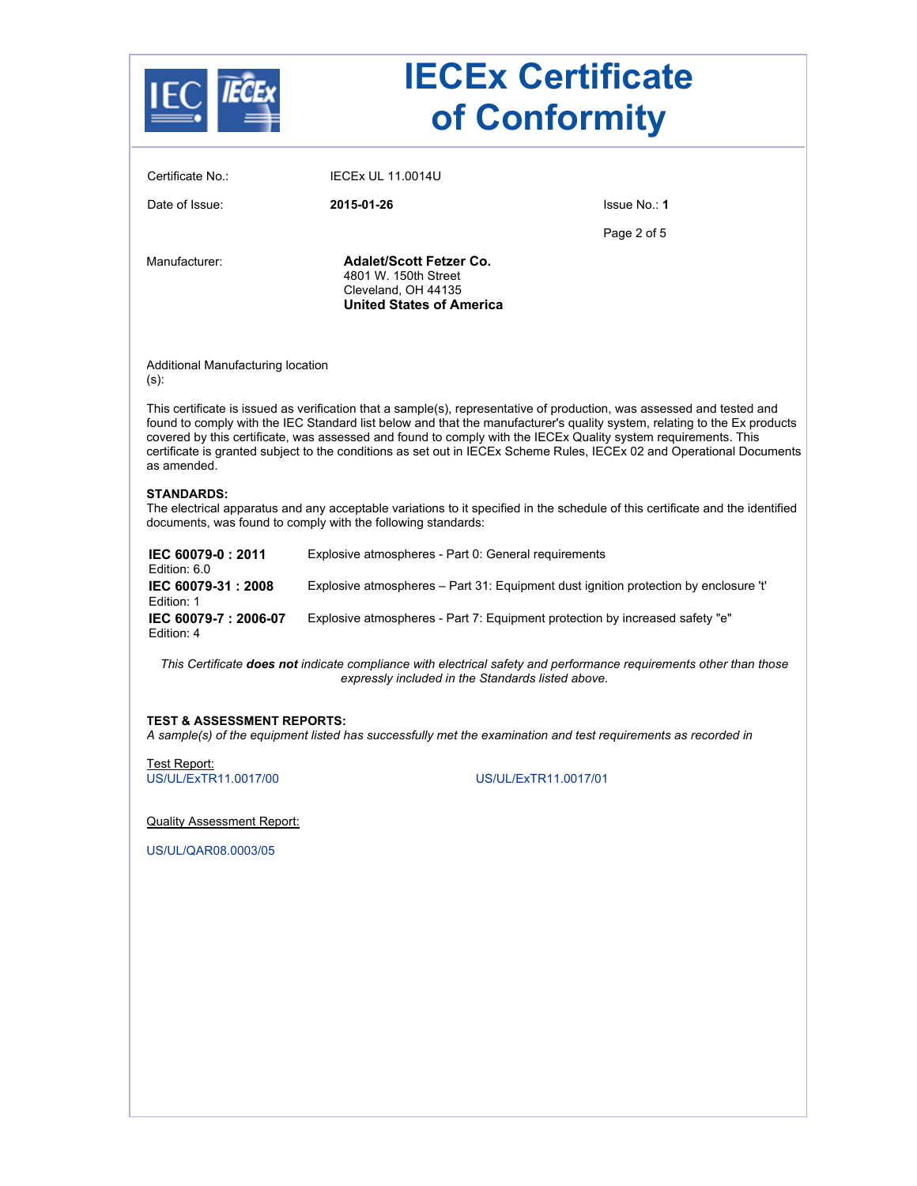# IECEx Certificate of Conformity

Certificate No.: IECEx UL 11.0014U

Date of Issue: **2015-01-26**

Issue No.: **1**

Manufacturer: **Adalet/Scott Fetzer Co.**
4801 W. 150th Street
Cleveland, OH 44135
**United States of America**

Additional Manufacturing location (s):

This certificate is issued as verification that a sample(s), representative of production, was assessed and tested and found to comply with the IEC Standard list below and that the manufacturer's quality system, relating to the Ex products covered by this certificate, was assessed and found to comply with the IECEx Quality system requirements. This certificate is granted subject to the conditions as set out in IECEx Scheme Rules, IECEx 02 and Operational Documents as amended.

**STANDARDS:**
The electrical apparatus and any acceptable variations to it specified in the schedule of this certificate and the identified documents, was found to comply with the following standards:

| | |
|---|---|
| **IEC 60079-0 : 2011** Edition: 6.0 | Explosive atmospheres - Part 0: General requirements |
| **IEC 60079-31 : 2008** Edition: 1 | Explosive atmospheres – Part 31: Equipment dust ignition protection by enclosure 't' |
| **IEC 60079-7 : 2006-07** Edition: 4 | Explosive atmospheres - Part 7: Equipment protection by increased safety "e" |

*This Certificate* ***does not*** *indicate compliance with electrical safety and performance requirements other than those expressly included in the Standards listed above.*

**TEST & ASSESSMENT REPORTS:**
*A sample(s) of the equipment listed has successfully met the examination and test requirements as recorded in*

Test Report:
US/UL/ExTR11.0017/00
US/UL/ExTR11.0017/01

Quality Assessment Report:

US/UL/QAR08.0003/05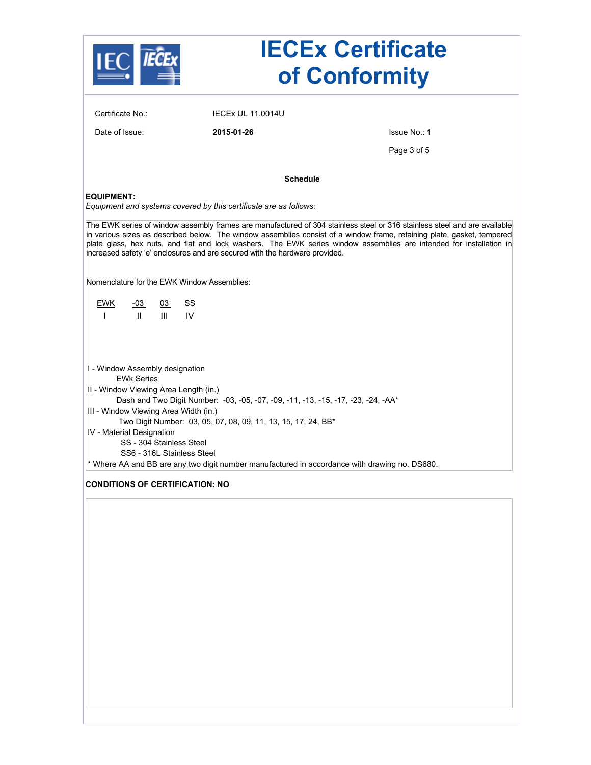# IECEx Certificate of Conformity

Certificate No.: IECEx UL 11.0014U

Date of Issue: **2015-01-26**

Issue No.: **1**

## Schedule

**EQUIPMENT:**

*Equipment and systems covered by this certificate are as follows:*

The EWK series of window assembly frames are manufactured of 304 stainless steel or 316 stainless steel and are available in various sizes as described below. The window assemblies consist of a window frame, retaining plate, gasket, tempered plate glass, hex nuts, and flat and lock washers. The EWK series window assemblies are intended for installation in increased safety 'e' enclosures and are secured with the hardware provided.

Nomenclature for the EWK Window Assemblies:

| EWK | -03 | 03 | SS |
|---|---|---|---|
| I | II | III | IV |

I - Window Assembly designation
  EWk Series
II - Window Viewing Area Length (in.)
  Dash and Two Digit Number: -03, -05, -07, -09, -11, -13, -15, -17, -23, -24, -AA*
III - Window Viewing Area Width (in.)
  Two Digit Number: 03, 05, 07, 08, 09, 11, 13, 15, 17, 24, BB*
IV - Material Designation
  SS - 304 Stainless Steel
  SS6 - 316L Stainless Steel
* Where AA and BB are any two digit number manufactured in accordance with drawing no. DS680.

**CONDITIONS OF CERTIFICATION: NO**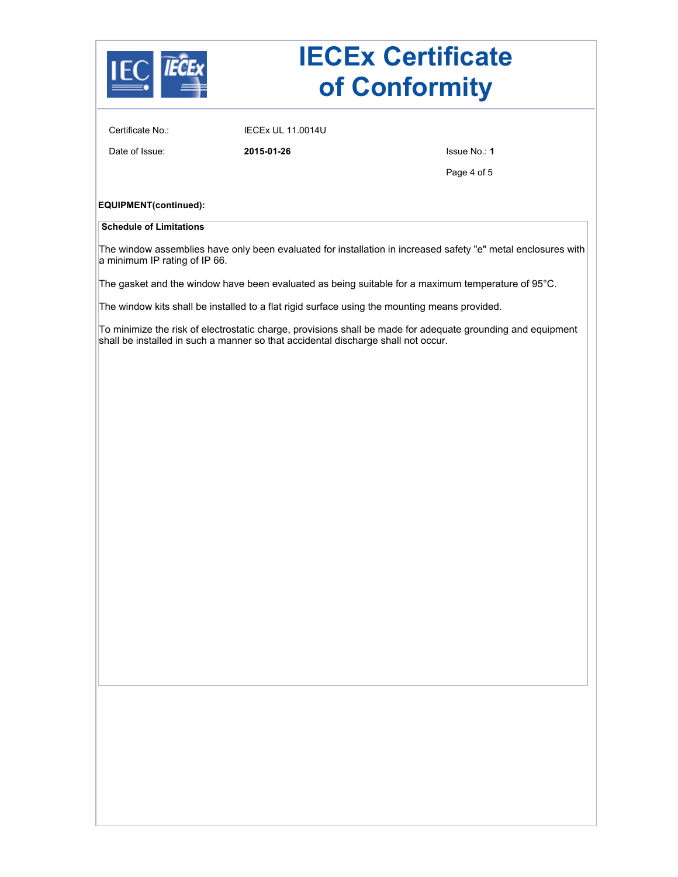# IECEx Certificate of Conformity

Certificate No.: IECEx UL 11.0014U

Date of Issue: **2015-01-26**

Issue No.: **1**

**EQUIPMENT(continued):**

**Schedule of Limitations**

The window assemblies have only been evaluated for installation in increased safety "e" metal enclosures with a minimum IP rating of IP 66.

The gasket and the window have been evaluated as being suitable for a maximum temperature of 95°C.

The window kits shall be installed to a flat rigid surface using the mounting means provided.

To minimize the risk of electrostatic charge, provisions shall be made for adequate grounding and equipment shall be installed in such a manner so that accidental discharge shall not occur.